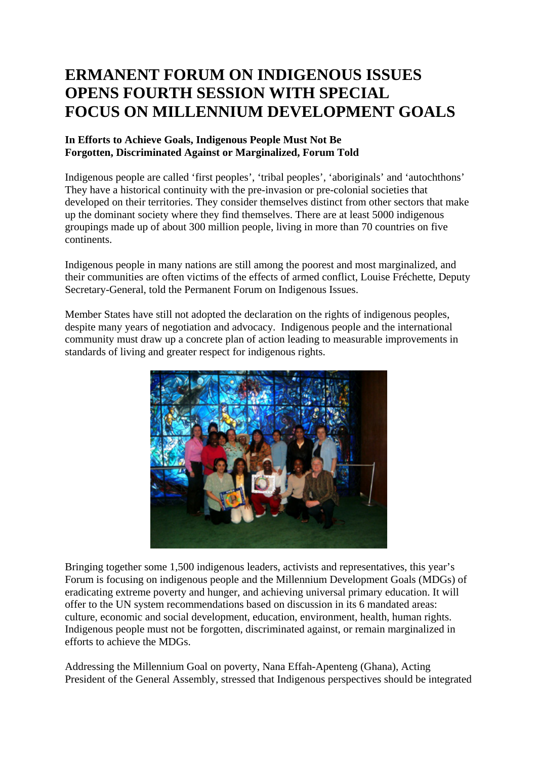# ERMANENT FORUM ON INDIGENOUS ISSUES OPENS FOURTH SESSION WITH SPECIAL FOCUS ON MILLENNIUM DEVELOPMENT GOALS

**In Efforts to Achieve Goals, Indigenous People Must Not Be Forgotten, Discriminated Against or Marginalized, Forum Told**

Indigenous people are called 'first peoples', 'tribal peoples', 'aboriginals' and 'autochthons' They have a historical continuity with the pre-invasion or pre-colonial societies that developed on their territories. They consider themselves distinct from other sectors that make up the dominant society where they find themselves. There are at least 5000 indigenous groupings made up of about 300 million people, living in more than 70 countries on five continents.

Indigenous people in many nations are still among the poorest and most marginalized, and their communities are often victims of the effects of armed conflict, Louise Fréchette, Deputy Secretary-General, told the Permanent Forum on Indigenous Issues.

Member States have still not adopted the declaration on the rights of indigenous peoples, despite many years of negotiation and advocacy. Indigenous people and the international community must draw up a concrete plan of action leading to measurable improvements in standards of living and greater respect for indigenous rights.

Bringing together some 1,500 indigenous leaders, activists and representatives, this year's Forum is focusing on indigenous people and the Millennium Development Goals (MDGs) of eradicating extreme poverty and hunger, and achieving universal primary education. It will offer to the UN system recommendations based on discussion in its 6 mandated areas: culture, economic and social development, education, environment, health, human rights. Indigenous people must not be forgotten, discriminated against, or remain marginalized in efforts to achieve the MDGs.

Addressing the Millennium Goal on poverty, Nana Effah-Apenteng (Ghana), Acting President of the General Assembly, stressed that Indigenous perspectives should be integrated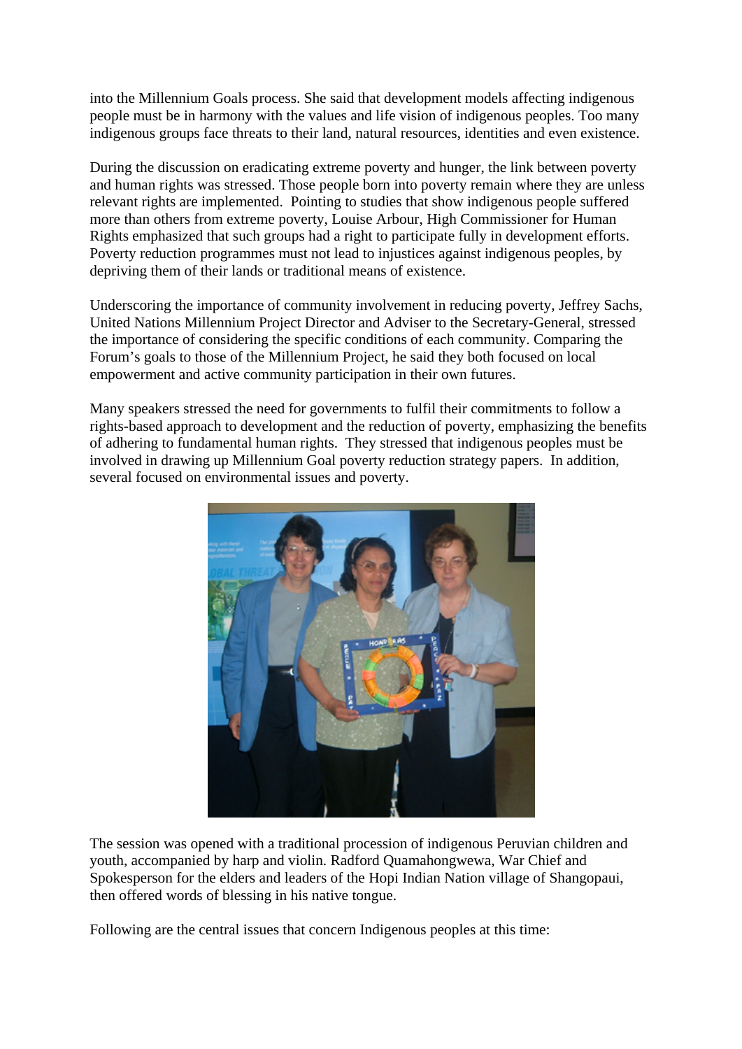into the Millennium Goals process. She said that development models affecting indigenous people must be in harmony with the values and life vision of indigenous peoples. Too many indigenous groups face threats to their land, natural resources, identities and even existence.

During the discussion on eradicating extreme poverty and hunger, the link between poverty and human rights was stressed. Those people born into poverty remain where they are unless relevant rights are implemented. Pointing to studies that show indigenous people suffered more than others from extreme poverty, Louise Arbour, High Commissioner for Human Rights emphasized that such groups had a right to participate fully in development efforts. Poverty reduction programmes must not lead to injustices against indigenous peoples, by depriving them of their lands or traditional means of existence.

Underscoring the importance of community involvement in reducing poverty, Jeffrey Sachs, United Nations Millennium Project Director and Adviser to the Secretary-General, stressed the importance of considering the specific conditions of each community. Comparing the Forum's goals to those of the Millennium Project, he said they both focused on local empowerment and active community participation in their own futures.

Many speakers stressed the need for governments to fulfil their commitments to follow a rights-based approach to development and the reduction of poverty, emphasizing the benefits of adhering to fundamental human rights. They stressed that indigenous peoples must be involved in drawing up Millennium Goal poverty reduction strategy papers. In addition, several focused on environmental issues and poverty.

The session was opened with a traditional procession of indigenous Peruvian children and youth, accompanied by harp and violin. Radford Quamahongwewa, War Chief and Spokesperson for the elders and leaders of the Hopi Indian Nation village of Shangopaui, then offered words of blessing in his native tongue.

Following are the central issues that concern Indigenous peoples at this time: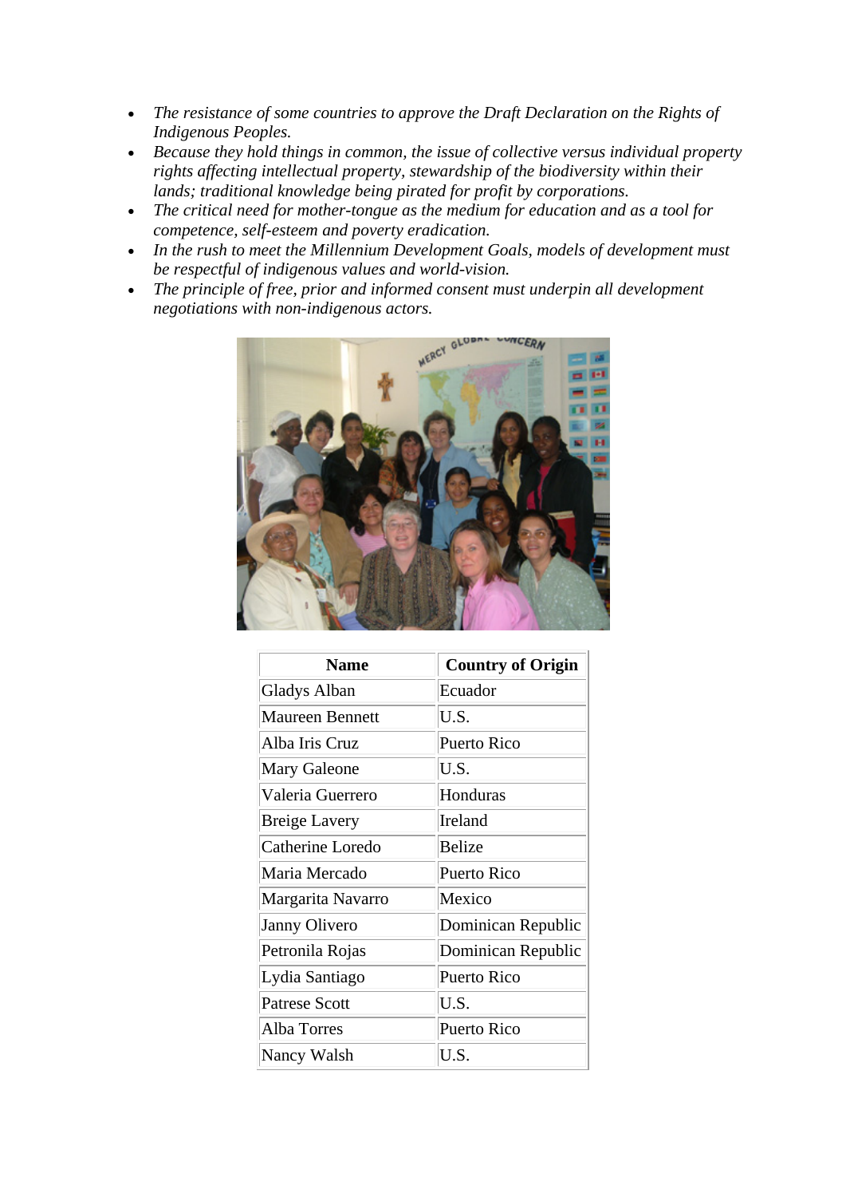- *The resistance of some countries to approve the Draft Declaration on the Rights of Indigenous Peoples.*
- *Because they hold things in common, the issue of collective versus individual property rights affecting intellectual property, stewardship of the biodiversity within their lands; traditional knowledge being pirated for profit by corporations.*
- *The critical need for mother-tongue as the medium for education and as a tool for competence, self-esteem and poverty eradication.*
- *In the rush to meet the Millennium Development Goals, models of development must be respectful of indigenous values and world-vision.*
- *The principle of free, prior and informed consent must underpin all development negotiations with non-indigenous actors.*

| Name | Country of Origin |
| --- | --- |
| Gladys Alban | Ecuador |
| Maureen Bennett | U.S. |
| Alba Iris Cruz | Puerto Rico |
| Mary Galeone | U.S. |
| Valeria Guerrero | Honduras |
| Breige Lavery | Ireland |
| Catherine Loredo | Belize |
| Maria Mercado | Puerto Rico |
| Margarita Navarro | Mexico |
| Janny Olivero | Dominican Republic |
| Petronila Rojas | Dominican Republic |
| Lydia Santiago | Puerto Rico |
| Patrese Scott | U.S. |
| Alba Torres | Puerto Rico |
| Nancy Walsh | U.S. |